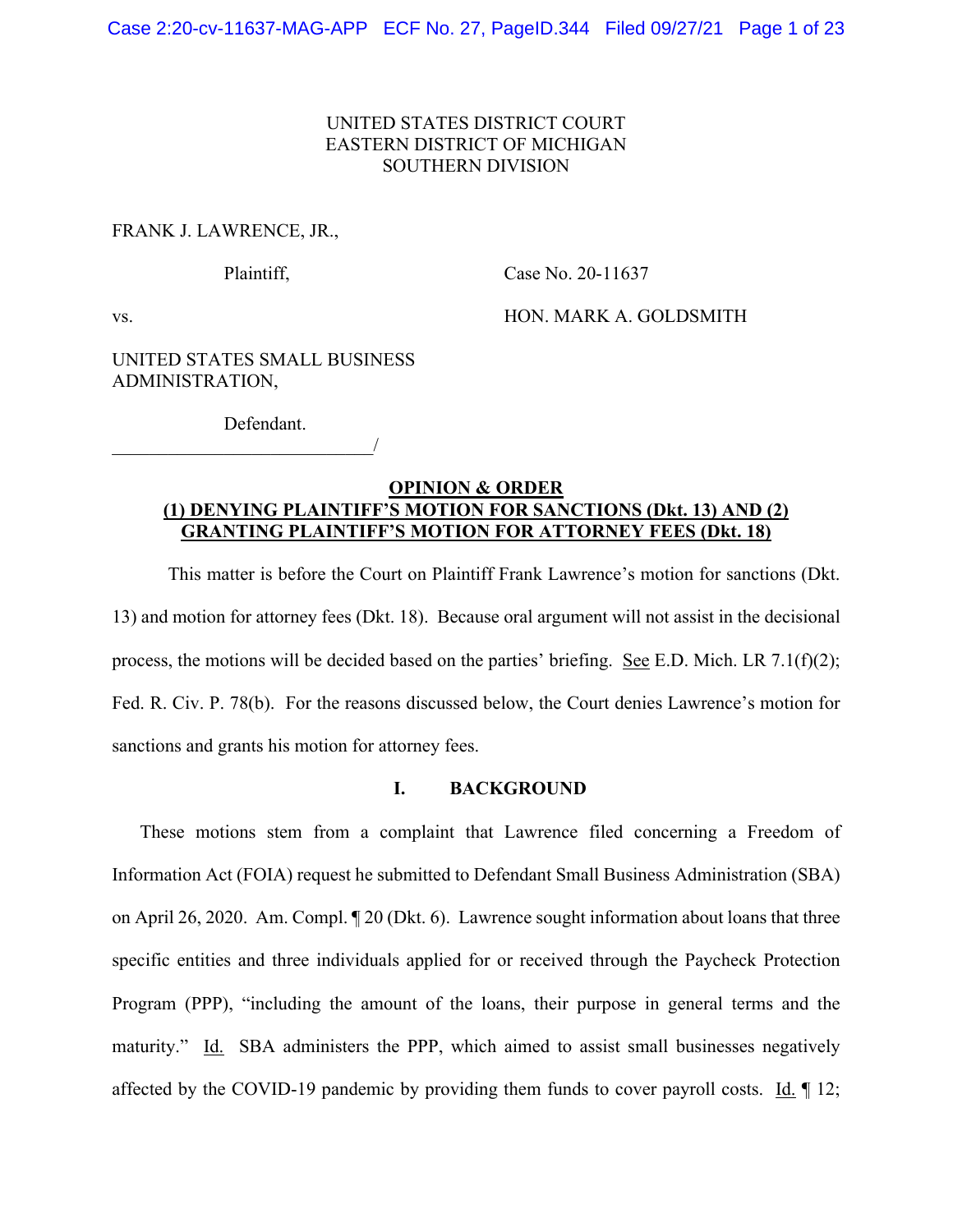UNITED STATES DISTRICT COURT
EASTERN DISTRICT OF MICHIGAN
SOUTHERN DIVISION

FRANK J. LAWRENCE, JR.,

Plaintiff,

Case No. 20-11637

vs.

HON. MARK A. GOLDSMITH

UNITED STATES SMALL BUSINESS ADMINISTRATION,

Defendant.

______________________________/

**OPINION & ORDER**
**(1) DENYING PLAINTIFF'S MOTION FOR SANCTIONS (Dkt. 13) AND (2) GRANTING PLAINTIFF'S MOTION FOR ATTORNEY FEES (Dkt. 18)**

This matter is before the Court on Plaintiff Frank Lawrence's motion for sanctions (Dkt. 13) and motion for attorney fees (Dkt. 18). Because oral argument will not assist in the decisional process, the motions will be decided based on the parties' briefing. See E.D. Mich. LR 7.1(f)(2); Fed. R. Civ. P. 78(b). For the reasons discussed below, the Court denies Lawrence's motion for sanctions and grants his motion for attorney fees.

## I. BACKGROUND

These motions stem from a complaint that Lawrence filed concerning a Freedom of Information Act (FOIA) request he submitted to Defendant Small Business Administration (SBA) on April 26, 2020. Am. Compl. ¶ 20 (Dkt. 6). Lawrence sought information about loans that three specific entities and three individuals applied for or received through the Paycheck Protection Program (PPP), "including the amount of the loans, their purpose in general terms and the maturity." Id. SBA administers the PPP, which aimed to assist small businesses negatively affected by the COVID-19 pandemic by providing them funds to cover payroll costs. Id. ¶ 12;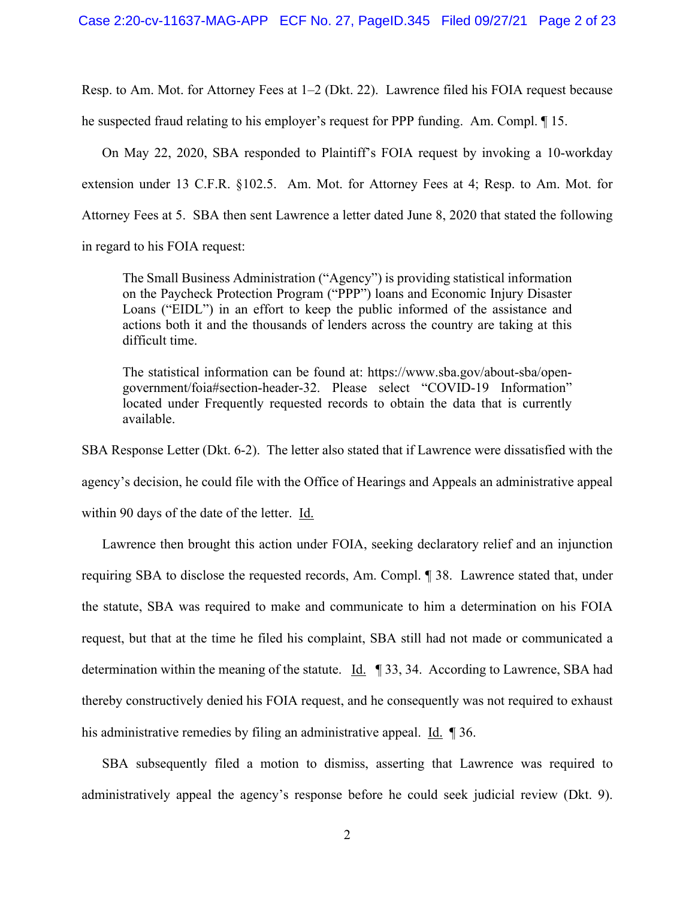Resp. to Am. Mot. for Attorney Fees at 1–2 (Dkt. 22). Lawrence filed his FOIA request because he suspected fraud relating to his employer's request for PPP funding. Am. Compl. ¶ 15.

On May 22, 2020, SBA responded to Plaintiff's FOIA request by invoking a 10-workday extension under 13 C.F.R. §102.5. Am. Mot. for Attorney Fees at 4; Resp. to Am. Mot. for Attorney Fees at 5. SBA then sent Lawrence a letter dated June 8, 2020 that stated the following in regard to his FOIA request:

> The Small Business Administration ("Agency") is providing statistical information on the Paycheck Protection Program ("PPP") loans and Economic Injury Disaster Loans ("EIDL") in an effort to keep the public informed of the assistance and actions both it and the thousands of lenders across the country are taking at this difficult time.
>
> The statistical information can be found at: https://www.sba.gov/about-sba/open-government/foia#section-header-32. Please select "COVID-19 Information" located under Frequently requested records to obtain the data that is currently available.

SBA Response Letter (Dkt. 6-2). The letter also stated that if Lawrence were dissatisfied with the agency's decision, he could file with the Office of Hearings and Appeals an administrative appeal within 90 days of the date of the letter. Id.

Lawrence then brought this action under FOIA, seeking declaratory relief and an injunction requiring SBA to disclose the requested records, Am. Compl. ¶ 38. Lawrence stated that, under the statute, SBA was required to make and communicate to him a determination on his FOIA request, but that at the time he filed his complaint, SBA still had not made or communicated a determination within the meaning of the statute. Id. ¶ 33, 34. According to Lawrence, SBA had thereby constructively denied his FOIA request, and he consequently was not required to exhaust his administrative remedies by filing an administrative appeal. Id. ¶ 36.

SBA subsequently filed a motion to dismiss, asserting that Lawrence was required to administratively appeal the agency's response before he could seek judicial review (Dkt. 9).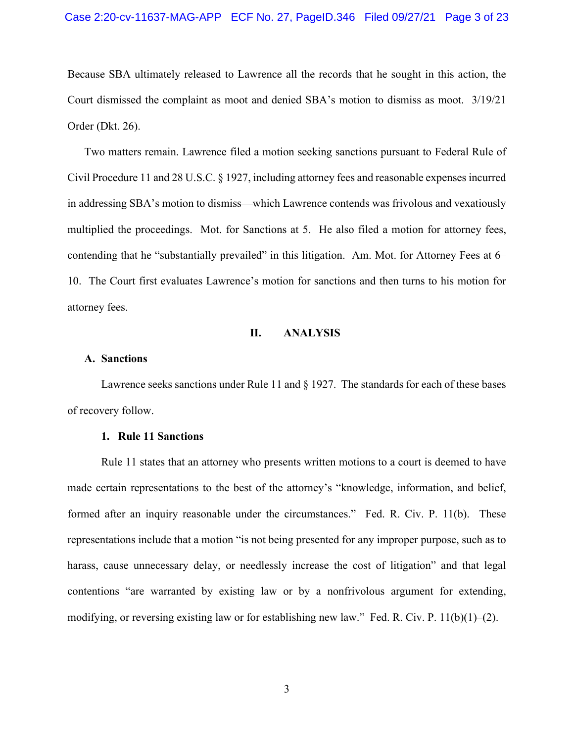Because SBA ultimately released to Lawrence all the records that he sought in this action, the Court dismissed the complaint as moot and denied SBA's motion to dismiss as moot. 3/19/21 Order (Dkt. 26).

Two matters remain. Lawrence filed a motion seeking sanctions pursuant to Federal Rule of Civil Procedure 11 and 28 U.S.C. § 1927, including attorney fees and reasonable expenses incurred in addressing SBA's motion to dismiss—which Lawrence contends was frivolous and vexatiously multiplied the proceedings. Mot. for Sanctions at 5. He also filed a motion for attorney fees, contending that he "substantially prevailed" in this litigation. Am. Mot. for Attorney Fees at 6–10. The Court first evaluates Lawrence's motion for sanctions and then turns to his motion for attorney fees.

## II. ANALYSIS

### A. Sanctions

Lawrence seeks sanctions under Rule 11 and § 1927. The standards for each of these bases of recovery follow.

#### 1. Rule 11 Sanctions

Rule 11 states that an attorney who presents written motions to a court is deemed to have made certain representations to the best of the attorney's "knowledge, information, and belief, formed after an inquiry reasonable under the circumstances." Fed. R. Civ. P. 11(b). These representations include that a motion "is not being presented for any improper purpose, such as to harass, cause unnecessary delay, or needlessly increase the cost of litigation" and that legal contentions "are warranted by existing law or by a nonfrivolous argument for extending, modifying, or reversing existing law or for establishing new law." Fed. R. Civ. P. 11(b)(1)–(2).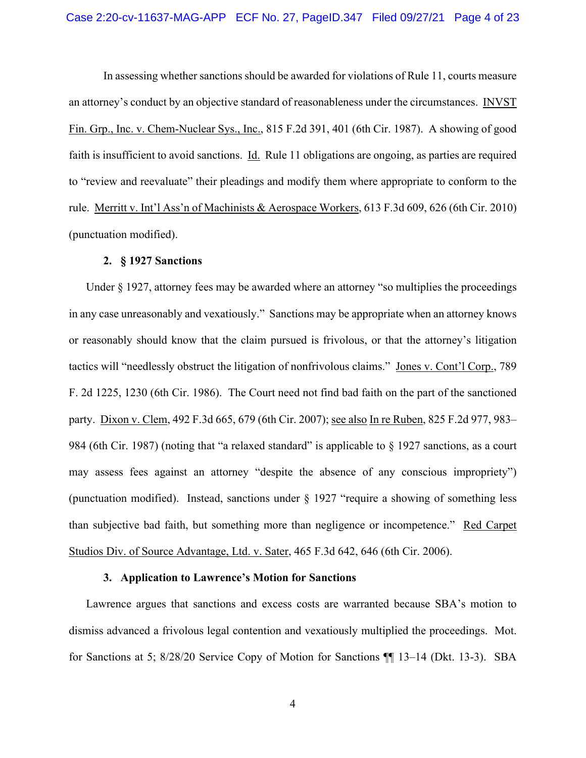In assessing whether sanctions should be awarded for violations of Rule 11, courts measure an attorney's conduct by an objective standard of reasonableness under the circumstances. INVST Fin. Grp., Inc. v. Chem-Nuclear Sys., Inc., 815 F.2d 391, 401 (6th Cir. 1987). A showing of good faith is insufficient to avoid sanctions. Id. Rule 11 obligations are ongoing, as parties are required to "review and reevaluate" their pleadings and modify them where appropriate to conform to the rule. Merritt v. Int'l Ass'n of Machinists & Aerospace Workers, 613 F.3d 609, 626 (6th Cir. 2010) (punctuation modified).

**2. § 1927 Sanctions**

Under § 1927, attorney fees may be awarded where an attorney "so multiplies the proceedings in any case unreasonably and vexatiously." Sanctions may be appropriate when an attorney knows or reasonably should know that the claim pursued is frivolous, or that the attorney's litigation tactics will "needlessly obstruct the litigation of nonfrivolous claims." Jones v. Cont'l Corp., 789 F. 2d 1225, 1230 (6th Cir. 1986). The Court need not find bad faith on the part of the sanctioned party. Dixon v. Clem, 492 F.3d 665, 679 (6th Cir. 2007); see also In re Ruben, 825 F.2d 977, 983–984 (6th Cir. 1987) (noting that "a relaxed standard" is applicable to § 1927 sanctions, as a court may assess fees against an attorney "despite the absence of any conscious impropriety") (punctuation modified). Instead, sanctions under § 1927 "require a showing of something less than subjective bad faith, but something more than negligence or incompetence." Red Carpet Studios Div. of Source Advantage, Ltd. v. Sater, 465 F.3d 642, 646 (6th Cir. 2006).

**3. Application to Lawrence's Motion for Sanctions**

Lawrence argues that sanctions and excess costs are warranted because SBA's motion to dismiss advanced a frivolous legal contention and vexatiously multiplied the proceedings. Mot. for Sanctions at 5; 8/28/20 Service Copy of Motion for Sanctions ¶¶ 13–14 (Dkt. 13-3). SBA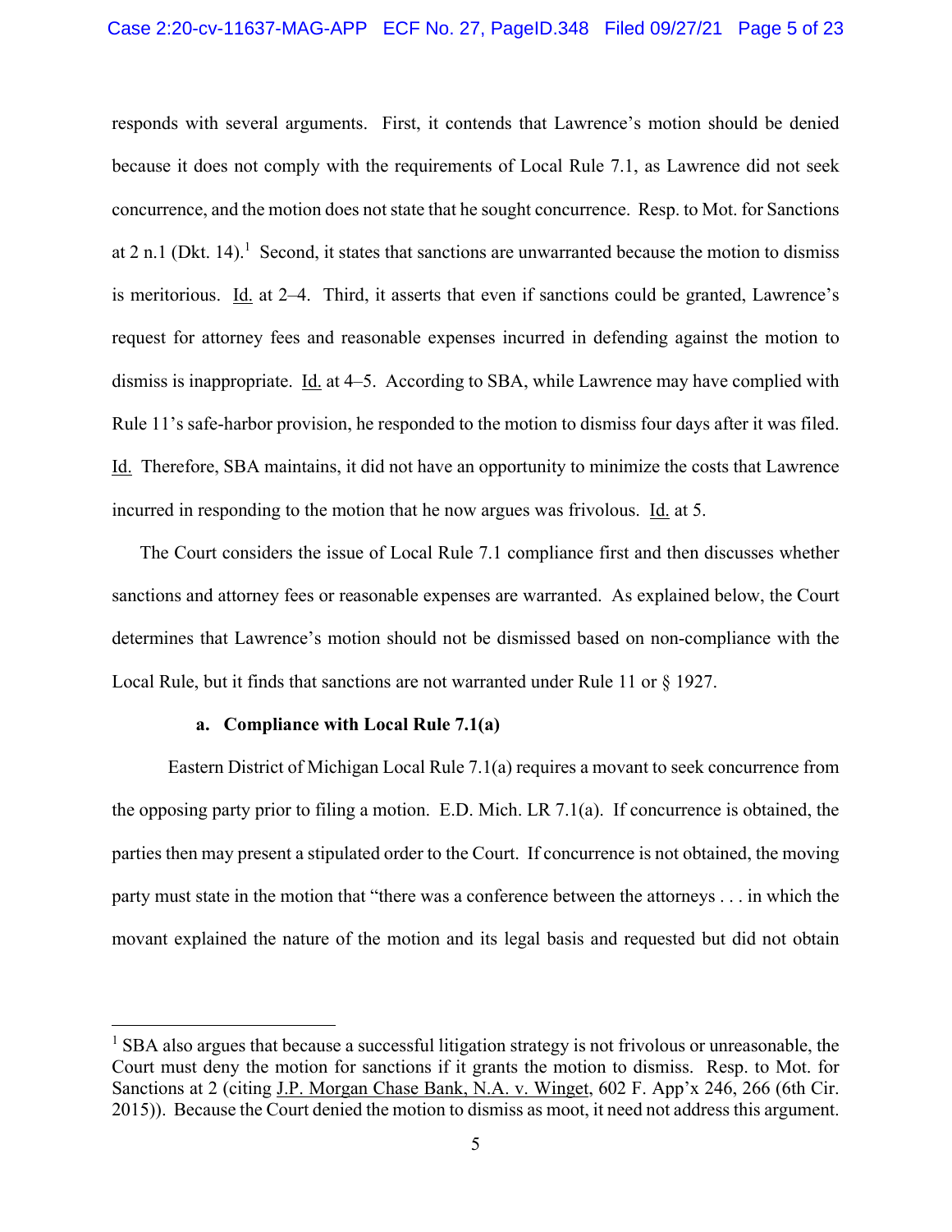responds with several arguments. First, it contends that Lawrence's motion should be denied because it does not comply with the requirements of Local Rule 7.1, as Lawrence did not seek concurrence, and the motion does not state that he sought concurrence. Resp. to Mot. for Sanctions at 2 n.1 (Dkt. 14).[1] Second, it states that sanctions are unwarranted because the motion to dismiss is meritorious. Id. at 2–4. Third, it asserts that even if sanctions could be granted, Lawrence's request for attorney fees and reasonable expenses incurred in defending against the motion to dismiss is inappropriate. Id. at 4–5. According to SBA, while Lawrence may have complied with Rule 11's safe-harbor provision, he responded to the motion to dismiss four days after it was filed. Id. Therefore, SBA maintains, it did not have an opportunity to minimize the costs that Lawrence incurred in responding to the motion that he now argues was frivolous. Id. at 5.

The Court considers the issue of Local Rule 7.1 compliance first and then discusses whether sanctions and attorney fees or reasonable expenses are warranted. As explained below, the Court determines that Lawrence's motion should not be dismissed based on non-compliance with the Local Rule, but it finds that sanctions are not warranted under Rule 11 or § 1927.

**a. Compliance with Local Rule 7.1(a)**

Eastern District of Michigan Local Rule 7.1(a) requires a movant to seek concurrence from the opposing party prior to filing a motion. E.D. Mich. LR 7.1(a). If concurrence is obtained, the parties then may present a stipulated order to the Court. If concurrence is not obtained, the moving party must state in the motion that "there was a conference between the attorneys . . . in which the movant explained the nature of the motion and its legal basis and requested but did not obtain

---

[1] SBA also argues that because a successful litigation strategy is not frivolous or unreasonable, the Court must deny the motion for sanctions if it grants the motion to dismiss. Resp. to Mot. for Sanctions at 2 (citing J.P. Morgan Chase Bank, N.A. v. Winget, 602 F. App'x 246, 266 (6th Cir. 2015)). Because the Court denied the motion to dismiss as moot, it need not address this argument.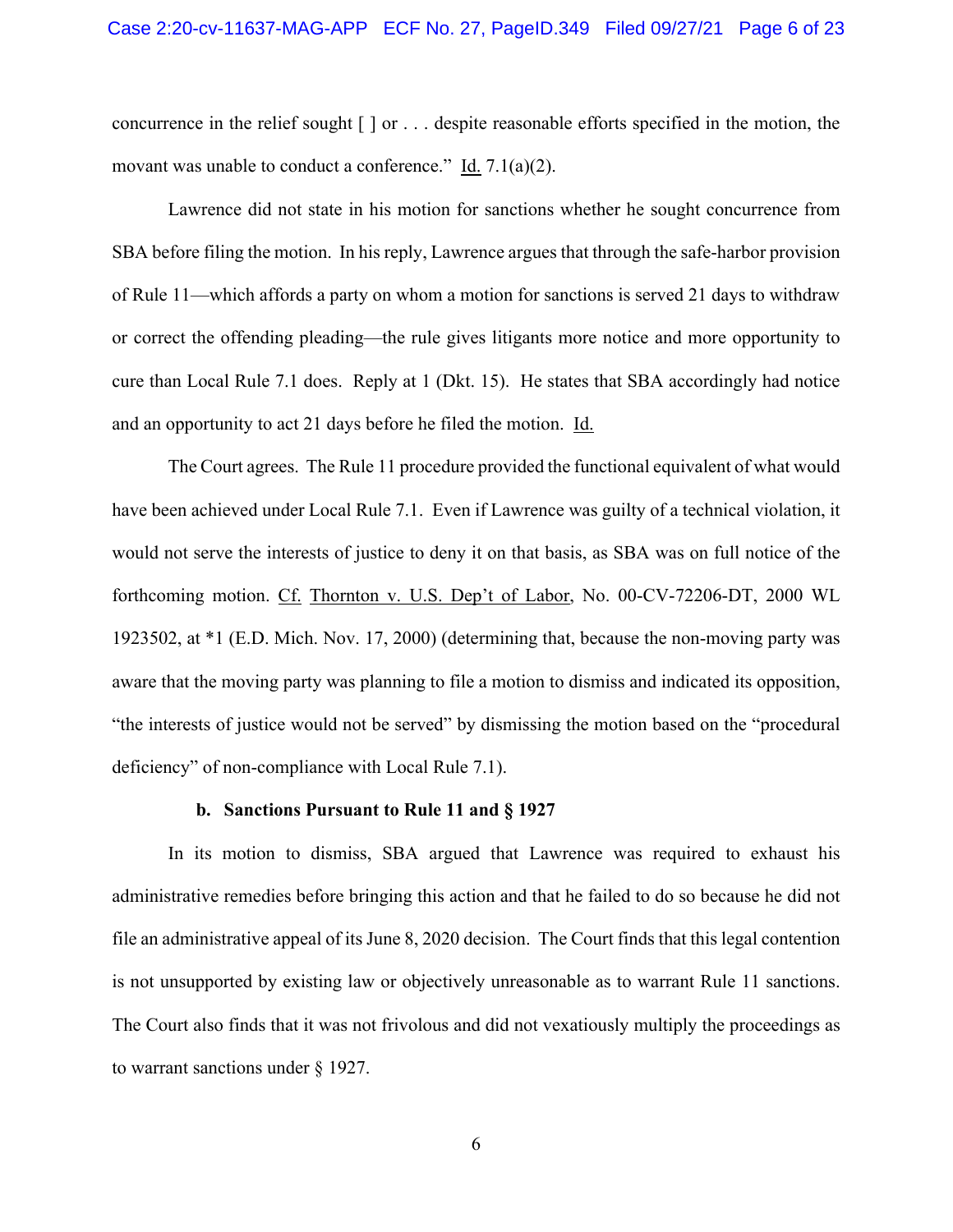concurrence in the relief sought [ ] or . . . despite reasonable efforts specified in the motion, the movant was unable to conduct a conference." Id. 7.1(a)(2).

Lawrence did not state in his motion for sanctions whether he sought concurrence from SBA before filing the motion. In his reply, Lawrence argues that through the safe-harbor provision of Rule 11—which affords a party on whom a motion for sanctions is served 21 days to withdraw or correct the offending pleading—the rule gives litigants more notice and more opportunity to cure than Local Rule 7.1 does. Reply at 1 (Dkt. 15). He states that SBA accordingly had notice and an opportunity to act 21 days before he filed the motion. Id.

The Court agrees. The Rule 11 procedure provided the functional equivalent of what would have been achieved under Local Rule 7.1. Even if Lawrence was guilty of a technical violation, it would not serve the interests of justice to deny it on that basis, as SBA was on full notice of the forthcoming motion. Cf. Thornton v. U.S. Dep't of Labor, No. 00-CV-72206-DT, 2000 WL 1923502, at *1 (E.D. Mich. Nov. 17, 2000) (determining that, because the non-moving party was aware that the moving party was planning to file a motion to dismiss and indicated its opposition, "the interests of justice would not be served" by dismissing the motion based on the "procedural deficiency" of non-compliance with Local Rule 7.1).

**b. Sanctions Pursuant to Rule 11 and § 1927**

In its motion to dismiss, SBA argued that Lawrence was required to exhaust his administrative remedies before bringing this action and that he failed to do so because he did not file an administrative appeal of its June 8, 2020 decision. The Court finds that this legal contention is not unsupported by existing law or objectively unreasonable as to warrant Rule 11 sanctions. The Court also finds that it was not frivolous and did not vexatiously multiply the proceedings as to warrant sanctions under § 1927.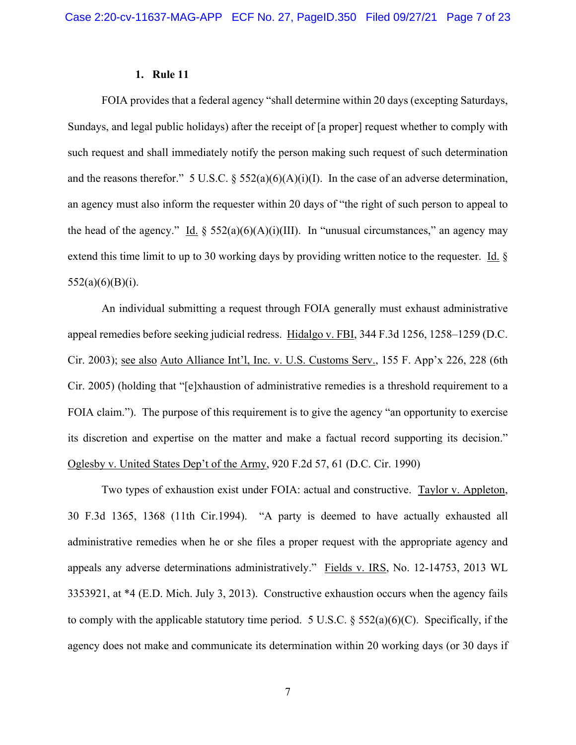### 1. Rule 11

FOIA provides that a federal agency "shall determine within 20 days (excepting Saturdays, Sundays, and legal public holidays) after the receipt of [a proper] request whether to comply with such request and shall immediately notify the person making such request of such determination and the reasons therefor." 5 U.S.C. § 552(a)(6)(A)(i)(I). In the case of an adverse determination, an agency must also inform the requester within 20 days of "the right of such person to appeal to the head of the agency." Id. § 552(a)(6)(A)(i)(III). In "unusual circumstances," an agency may extend this time limit to up to 30 working days by providing written notice to the requester. Id. § 552(a)(6)(B)(i).

An individual submitting a request through FOIA generally must exhaust administrative appeal remedies before seeking judicial redress. Hidalgo v. FBI, 344 F.3d 1256, 1258–1259 (D.C. Cir. 2003); see also Auto Alliance Int'l, Inc. v. U.S. Customs Serv., 155 F. App'x 226, 228 (6th Cir. 2005) (holding that "[e]xhaustion of administrative remedies is a threshold requirement to a FOIA claim."). The purpose of this requirement is to give the agency "an opportunity to exercise its discretion and expertise on the matter and make a factual record supporting its decision." Oglesby v. United States Dep't of the Army, 920 F.2d 57, 61 (D.C. Cir. 1990)

Two types of exhaustion exist under FOIA: actual and constructive. Taylor v. Appleton, 30 F.3d 1365, 1368 (11th Cir.1994). "A party is deemed to have actually exhausted all administrative remedies when he or she files a proper request with the appropriate agency and appeals any adverse determinations administratively." Fields v. IRS, No. 12-14753, 2013 WL 3353921, at *4 (E.D. Mich. July 3, 2013). Constructive exhaustion occurs when the agency fails to comply with the applicable statutory time period. 5 U.S.C. § 552(a)(6)(C). Specifically, if the agency does not make and communicate its determination within 20 working days (or 30 days if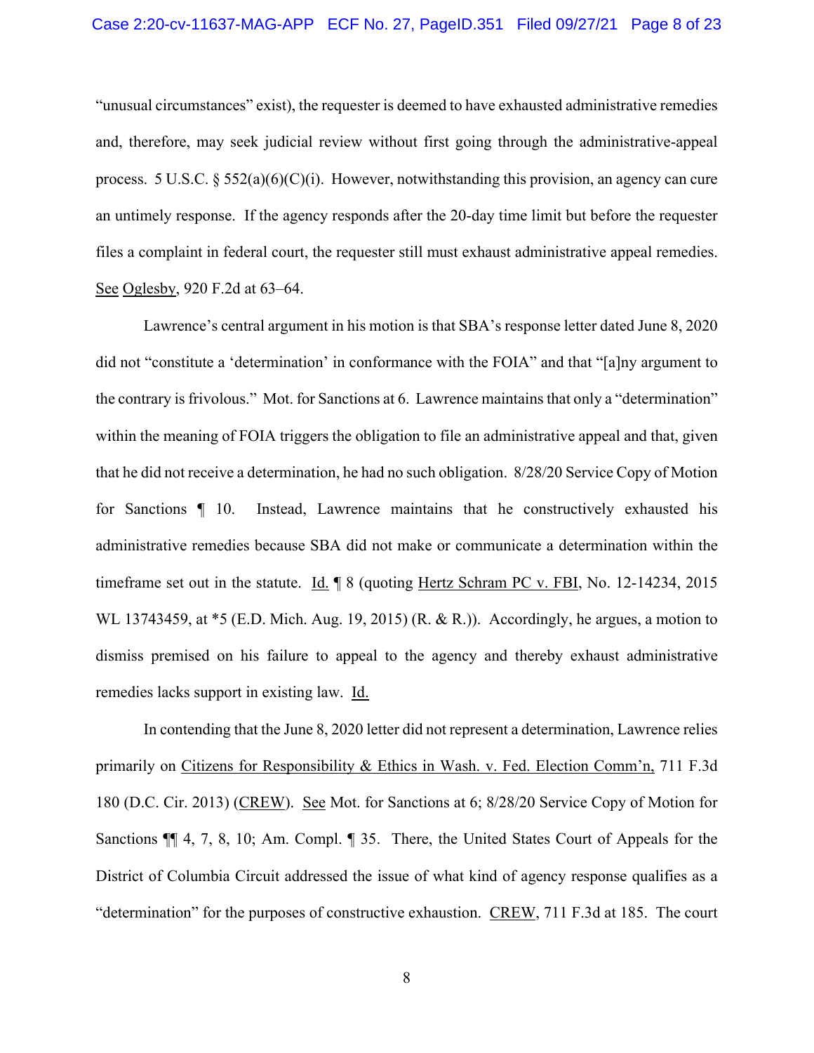"unusual circumstances" exist), the requester is deemed to have exhausted administrative remedies and, therefore, may seek judicial review without first going through the administrative-appeal process. 5 U.S.C. § 552(a)(6)(C)(i). However, notwithstanding this provision, an agency can cure an untimely response. If the agency responds after the 20-day time limit but before the requester files a complaint in federal court, the requester still must exhaust administrative appeal remedies. See Oglesby, 920 F.2d at 63–64.

Lawrence's central argument in his motion is that SBA's response letter dated June 8, 2020 did not "constitute a 'determination' in conformance with the FOIA" and that "[a]ny argument to the contrary is frivolous." Mot. for Sanctions at 6. Lawrence maintains that only a "determination" within the meaning of FOIA triggers the obligation to file an administrative appeal and that, given that he did not receive a determination, he had no such obligation. 8/28/20 Service Copy of Motion for Sanctions ¶ 10. Instead, Lawrence maintains that he constructively exhausted his administrative remedies because SBA did not make or communicate a determination within the timeframe set out in the statute. Id. ¶ 8 (quoting Hertz Schram PC v. FBI, No. 12-14234, 2015 WL 13743459, at *5 (E.D. Mich. Aug. 19, 2015) (R. & R.)). Accordingly, he argues, a motion to dismiss premised on his failure to appeal to the agency and thereby exhaust administrative remedies lacks support in existing law. Id.

In contending that the June 8, 2020 letter did not represent a determination, Lawrence relies primarily on Citizens for Responsibility & Ethics in Wash. v. Fed. Election Comm'n, 711 F.3d 180 (D.C. Cir. 2013) (CREW). See Mot. for Sanctions at 6; 8/28/20 Service Copy of Motion for Sanctions ¶¶ 4, 7, 8, 10; Am. Compl. ¶ 35. There, the United States Court of Appeals for the District of Columbia Circuit addressed the issue of what kind of agency response qualifies as a "determination" for the purposes of constructive exhaustion. CREW, 711 F.3d at 185. The court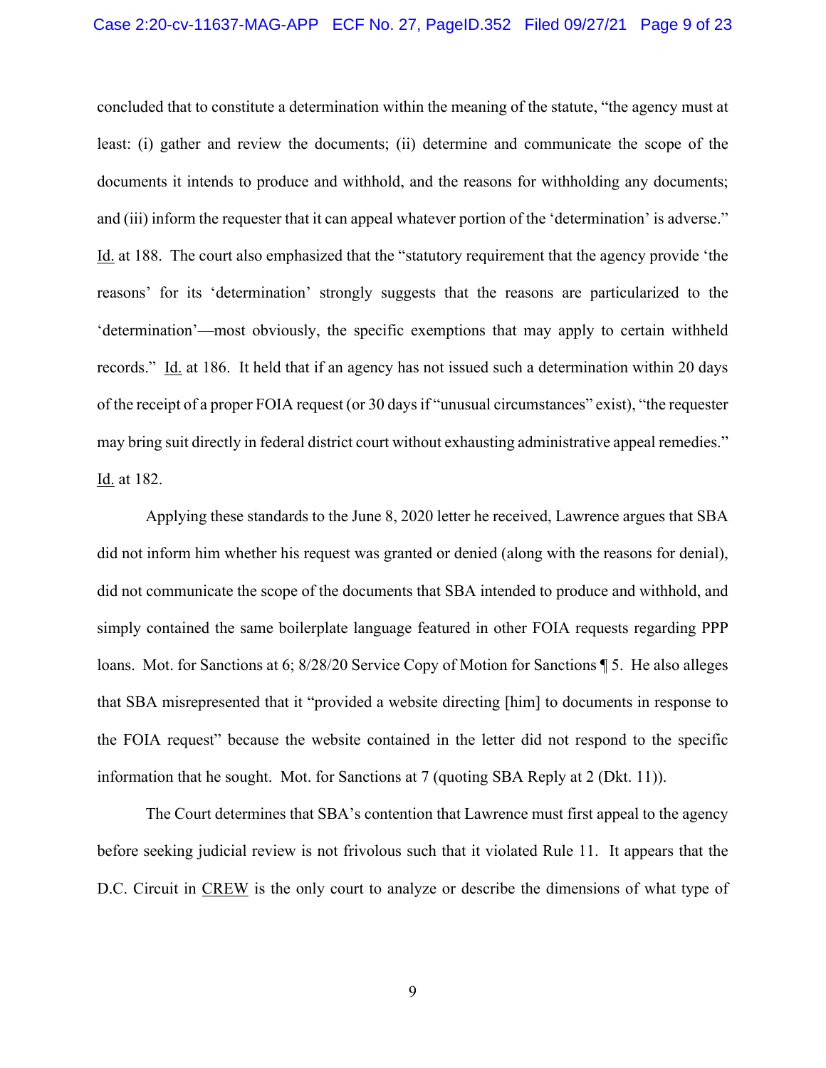concluded that to constitute a determination within the meaning of the statute, "the agency must at least: (i) gather and review the documents; (ii) determine and communicate the scope of the documents it intends to produce and withhold, and the reasons for withholding any documents; and (iii) inform the requester that it can appeal whatever portion of the 'determination' is adverse." Id. at 188. The court also emphasized that the "statutory requirement that the agency provide 'the reasons' for its 'determination' strongly suggests that the reasons are particularized to the 'determination'—most obviously, the specific exemptions that may apply to certain withheld records." Id. at 186. It held that if an agency has not issued such a determination within 20 days of the receipt of a proper FOIA request (or 30 days if "unusual circumstances" exist), "the requester may bring suit directly in federal district court without exhausting administrative appeal remedies." Id. at 182.

Applying these standards to the June 8, 2020 letter he received, Lawrence argues that SBA did not inform him whether his request was granted or denied (along with the reasons for denial), did not communicate the scope of the documents that SBA intended to produce and withhold, and simply contained the same boilerplate language featured in other FOIA requests regarding PPP loans. Mot. for Sanctions at 6; 8/28/20 Service Copy of Motion for Sanctions ¶ 5. He also alleges that SBA misrepresented that it "provided a website directing [him] to documents in response to the FOIA request" because the website contained in the letter did not respond to the specific information that he sought. Mot. for Sanctions at 7 (quoting SBA Reply at 2 (Dkt. 11)).

The Court determines that SBA's contention that Lawrence must first appeal to the agency before seeking judicial review is not frivolous such that it violated Rule 11. It appears that the D.C. Circuit in CREW is the only court to analyze or describe the dimensions of what type of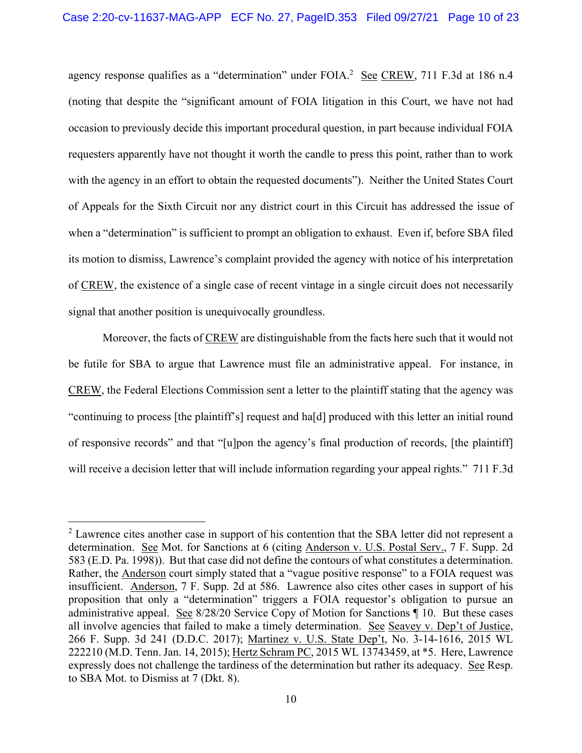agency response qualifies as a "determination" under FOIA.[2] See CREW, 711 F.3d at 186 n.4 (noting that despite the "significant amount of FOIA litigation in this Court, we have not had occasion to previously decide this important procedural question, in part because individual FOIA requesters apparently have not thought it worth the candle to press this point, rather than to work with the agency in an effort to obtain the requested documents"). Neither the United States Court of Appeals for the Sixth Circuit nor any district court in this Circuit has addressed the issue of when a "determination" is sufficient to prompt an obligation to exhaust. Even if, before SBA filed its motion to dismiss, Lawrence's complaint provided the agency with notice of his interpretation of CREW, the existence of a single case of recent vintage in a single circuit does not necessarily signal that another position is unequivocally groundless.

Moreover, the facts of CREW are distinguishable from the facts here such that it would not be futile for SBA to argue that Lawrence must file an administrative appeal. For instance, in CREW, the Federal Elections Commission sent a letter to the plaintiff stating that the agency was "continuing to process [the plaintiff's] request and ha[d] produced with this letter an initial round of responsive records" and that "[u]pon the agency's final production of records, [the plaintiff] will receive a decision letter that will include information regarding your appeal rights." 711 F.3d

---

[2] Lawrence cites another case in support of his contention that the SBA letter did not represent a determination. See Mot. for Sanctions at 6 (citing Anderson v. U.S. Postal Serv., 7 F. Supp. 2d 583 (E.D. Pa. 1998)). But that case did not define the contours of what constitutes a determination. Rather, the Anderson court simply stated that a "vague positive response" to a FOIA request was insufficient. Anderson, 7 F. Supp. 2d at 586. Lawrence also cites other cases in support of his proposition that only a "determination" triggers a FOIA requestor's obligation to pursue an administrative appeal. See 8/28/20 Service Copy of Motion for Sanctions ¶ 10. But these cases all involve agencies that failed to make a timely determination. See Seavey v. Dep't of Justice, 266 F. Supp. 3d 241 (D.D.C. 2017); Martinez v. U.S. State Dep't, No. 3-14-1616, 2015 WL 222210 (M.D. Tenn. Jan. 14, 2015); Hertz Schram PC, 2015 WL 13743459, at *5. Here, Lawrence expressly does not challenge the tardiness of the determination but rather its adequacy. See Resp. to SBA Mot. to Dismiss at 7 (Dkt. 8).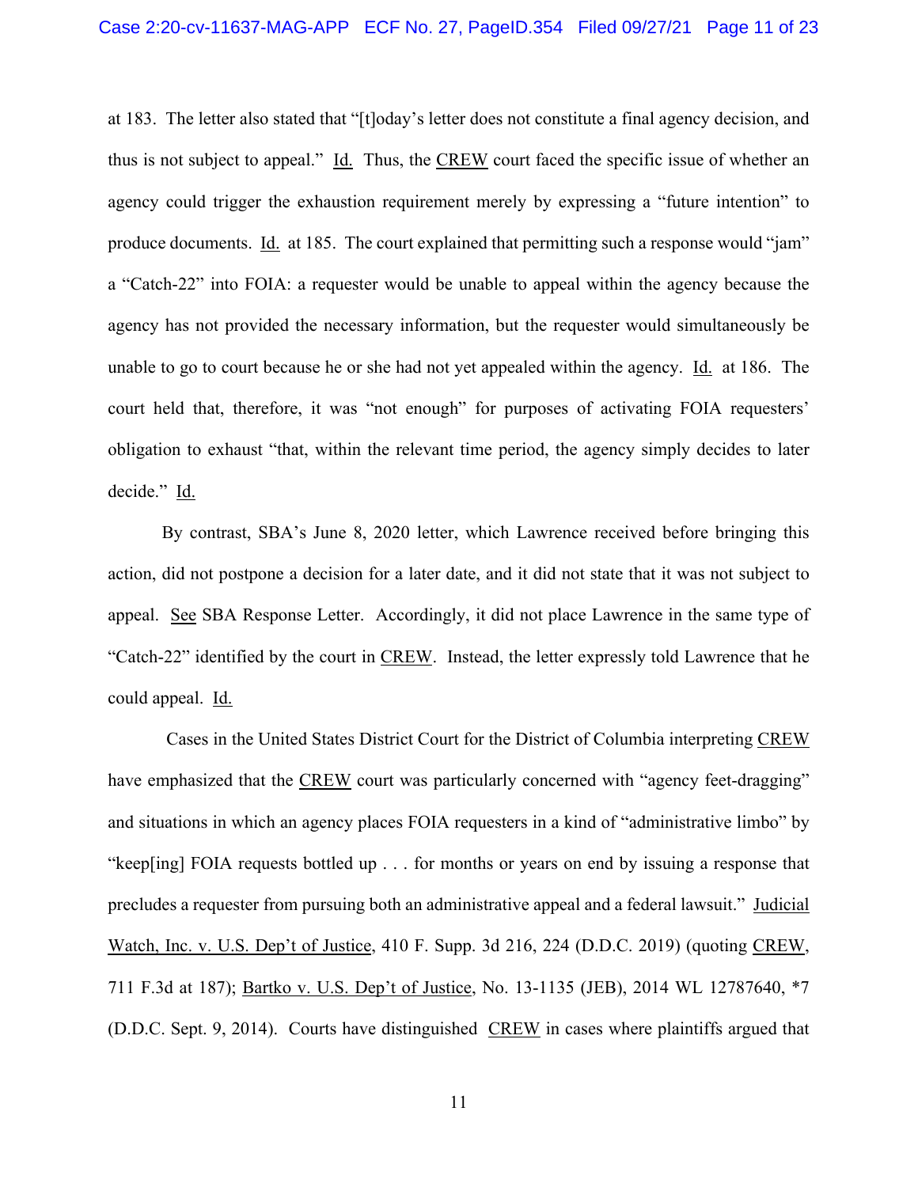at 183. The letter also stated that "[t]oday's letter does not constitute a final agency decision, and thus is not subject to appeal." Id. Thus, the CREW court faced the specific issue of whether an agency could trigger the exhaustion requirement merely by expressing a "future intention" to produce documents. Id. at 185. The court explained that permitting such a response would "jam" a "Catch-22" into FOIA: a requester would be unable to appeal within the agency because the agency has not provided the necessary information, but the requester would simultaneously be unable to go to court because he or she had not yet appealed within the agency. Id. at 186. The court held that, therefore, it was "not enough" for purposes of activating FOIA requesters' obligation to exhaust "that, within the relevant time period, the agency simply decides to later decide." Id.

By contrast, SBA's June 8, 2020 letter, which Lawrence received before bringing this action, did not postpone a decision for a later date, and it did not state that it was not subject to appeal. See SBA Response Letter. Accordingly, it did not place Lawrence in the same type of "Catch-22" identified by the court in CREW. Instead, the letter expressly told Lawrence that he could appeal. Id.

Cases in the United States District Court for the District of Columbia interpreting CREW have emphasized that the CREW court was particularly concerned with "agency feet-dragging" and situations in which an agency places FOIA requesters in a kind of "administrative limbo" by "keep[ing] FOIA requests bottled up . . . for months or years on end by issuing a response that precludes a requester from pursuing both an administrative appeal and a federal lawsuit." Judicial Watch, Inc. v. U.S. Dep't of Justice, 410 F. Supp. 3d 216, 224 (D.D.C. 2019) (quoting CREW, 711 F.3d at 187); Bartko v. U.S. Dep't of Justice, No. 13-1135 (JEB), 2014 WL 12787640, *7 (D.D.C. Sept. 9, 2014). Courts have distinguished CREW in cases where plaintiffs argued that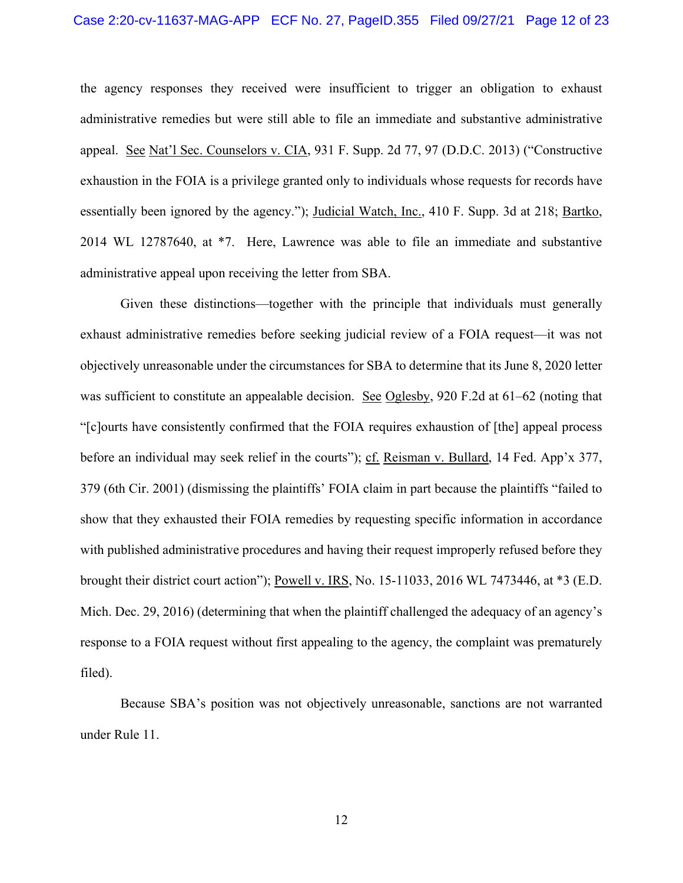the agency responses they received were insufficient to trigger an obligation to exhaust administrative remedies but were still able to file an immediate and substantive administrative appeal. See Nat'l Sec. Counselors v. CIA, 931 F. Supp. 2d 77, 97 (D.D.C. 2013) ("Constructive exhaustion in the FOIA is a privilege granted only to individuals whose requests for records have essentially been ignored by the agency."); Judicial Watch, Inc., 410 F. Supp. 3d at 218; Bartko, 2014 WL 12787640, at *7. Here, Lawrence was able to file an immediate and substantive administrative appeal upon receiving the letter from SBA.

Given these distinctions—together with the principle that individuals must generally exhaust administrative remedies before seeking judicial review of a FOIA request—it was not objectively unreasonable under the circumstances for SBA to determine that its June 8, 2020 letter was sufficient to constitute an appealable decision. See Oglesby, 920 F.2d at 61–62 (noting that "[c]ourts have consistently confirmed that the FOIA requires exhaustion of [the] appeal process before an individual may seek relief in the courts"); cf. Reisman v. Bullard, 14 Fed. App'x 377, 379 (6th Cir. 2001) (dismissing the plaintiffs' FOIA claim in part because the plaintiffs "failed to show that they exhausted their FOIA remedies by requesting specific information in accordance with published administrative procedures and having their request improperly refused before they brought their district court action"); Powell v. IRS, No. 15-11033, 2016 WL 7473446, at *3 (E.D. Mich. Dec. 29, 2016) (determining that when the plaintiff challenged the adequacy of an agency's response to a FOIA request without first appealing to the agency, the complaint was prematurely filed).

Because SBA's position was not objectively unreasonable, sanctions are not warranted under Rule 11.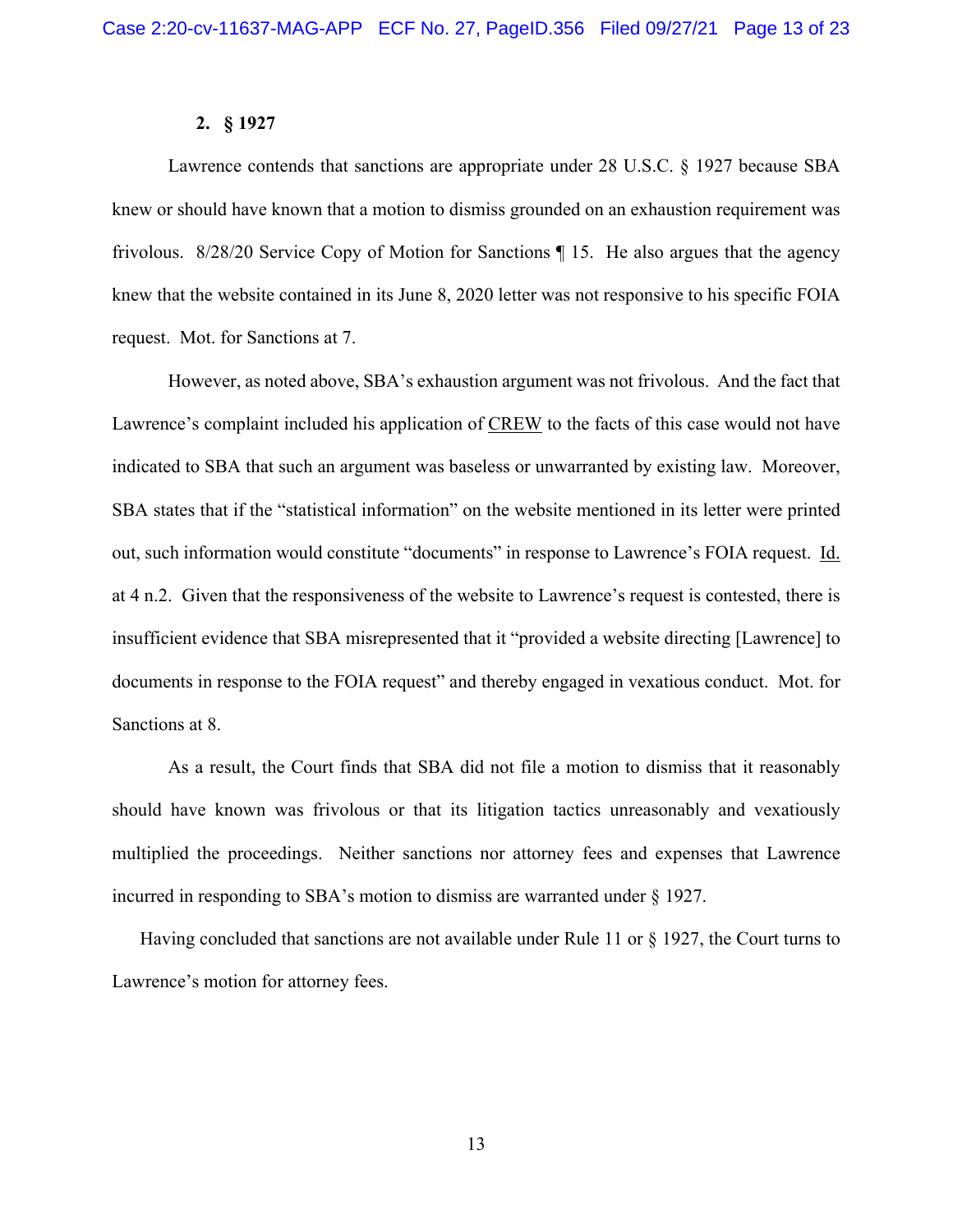### 2. § 1927

Lawrence contends that sanctions are appropriate under 28 U.S.C. § 1927 because SBA knew or should have known that a motion to dismiss grounded on an exhaustion requirement was frivolous. 8/28/20 Service Copy of Motion for Sanctions ¶ 15. He also argues that the agency knew that the website contained in its June 8, 2020 letter was not responsive to his specific FOIA request. Mot. for Sanctions at 7.

However, as noted above, SBA's exhaustion argument was not frivolous. And the fact that Lawrence's complaint included his application of CREW to the facts of this case would not have indicated to SBA that such an argument was baseless or unwarranted by existing law. Moreover, SBA states that if the "statistical information" on the website mentioned in its letter were printed out, such information would constitute "documents" in response to Lawrence's FOIA request. Id. at 4 n.2. Given that the responsiveness of the website to Lawrence's request is contested, there is insufficient evidence that SBA misrepresented that it "provided a website directing [Lawrence] to documents in response to the FOIA request" and thereby engaged in vexatious conduct. Mot. for Sanctions at 8.

As a result, the Court finds that SBA did not file a motion to dismiss that it reasonably should have known was frivolous or that its litigation tactics unreasonably and vexatiously multiplied the proceedings. Neither sanctions nor attorney fees and expenses that Lawrence incurred in responding to SBA's motion to dismiss are warranted under § 1927.

Having concluded that sanctions are not available under Rule 11 or § 1927, the Court turns to Lawrence's motion for attorney fees.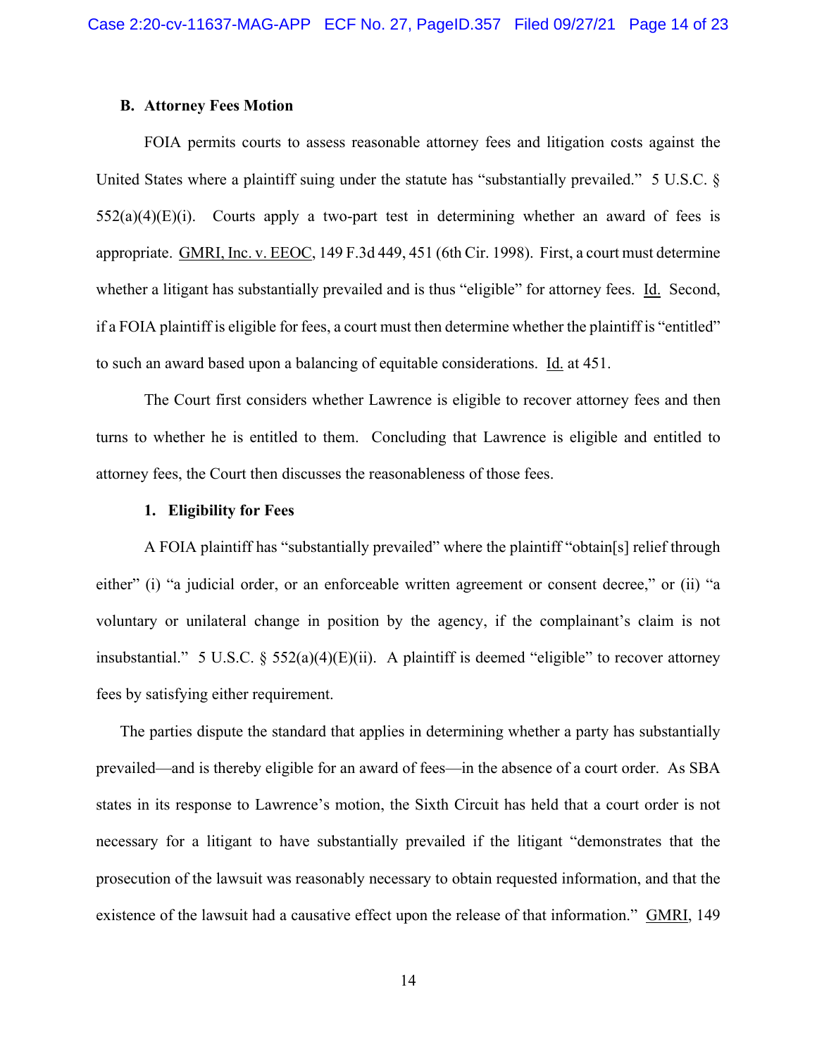### B. Attorney Fees Motion

FOIA permits courts to assess reasonable attorney fees and litigation costs against the United States where a plaintiff suing under the statute has "substantially prevailed." 5 U.S.C. § 552(a)(4)(E)(i). Courts apply a two-part test in determining whether an award of fees is appropriate. GMRI, Inc. v. EEOC, 149 F.3d 449, 451 (6th Cir. 1998). First, a court must determine whether a litigant has substantially prevailed and is thus "eligible" for attorney fees. Id. Second, if a FOIA plaintiff is eligible for fees, a court must then determine whether the plaintiff is "entitled" to such an award based upon a balancing of equitable considerations. Id. at 451.

The Court first considers whether Lawrence is eligible to recover attorney fees and then turns to whether he is entitled to them. Concluding that Lawrence is eligible and entitled to attorney fees, the Court then discusses the reasonableness of those fees.

#### 1. Eligibility for Fees

A FOIA plaintiff has "substantially prevailed" where the plaintiff "obtain[s] relief through either" (i) "a judicial order, or an enforceable written agreement or consent decree," or (ii) "a voluntary or unilateral change in position by the agency, if the complainant's claim is not insubstantial." 5 U.S.C. § 552(a)(4)(E)(ii). A plaintiff is deemed "eligible" to recover attorney fees by satisfying either requirement.

The parties dispute the standard that applies in determining whether a party has substantially prevailed—and is thereby eligible for an award of fees—in the absence of a court order. As SBA states in its response to Lawrence's motion, the Sixth Circuit has held that a court order is not necessary for a litigant to have substantially prevailed if the litigant "demonstrates that the prosecution of the lawsuit was reasonably necessary to obtain requested information, and that the existence of the lawsuit had a causative effect upon the release of that information." GMRI, 149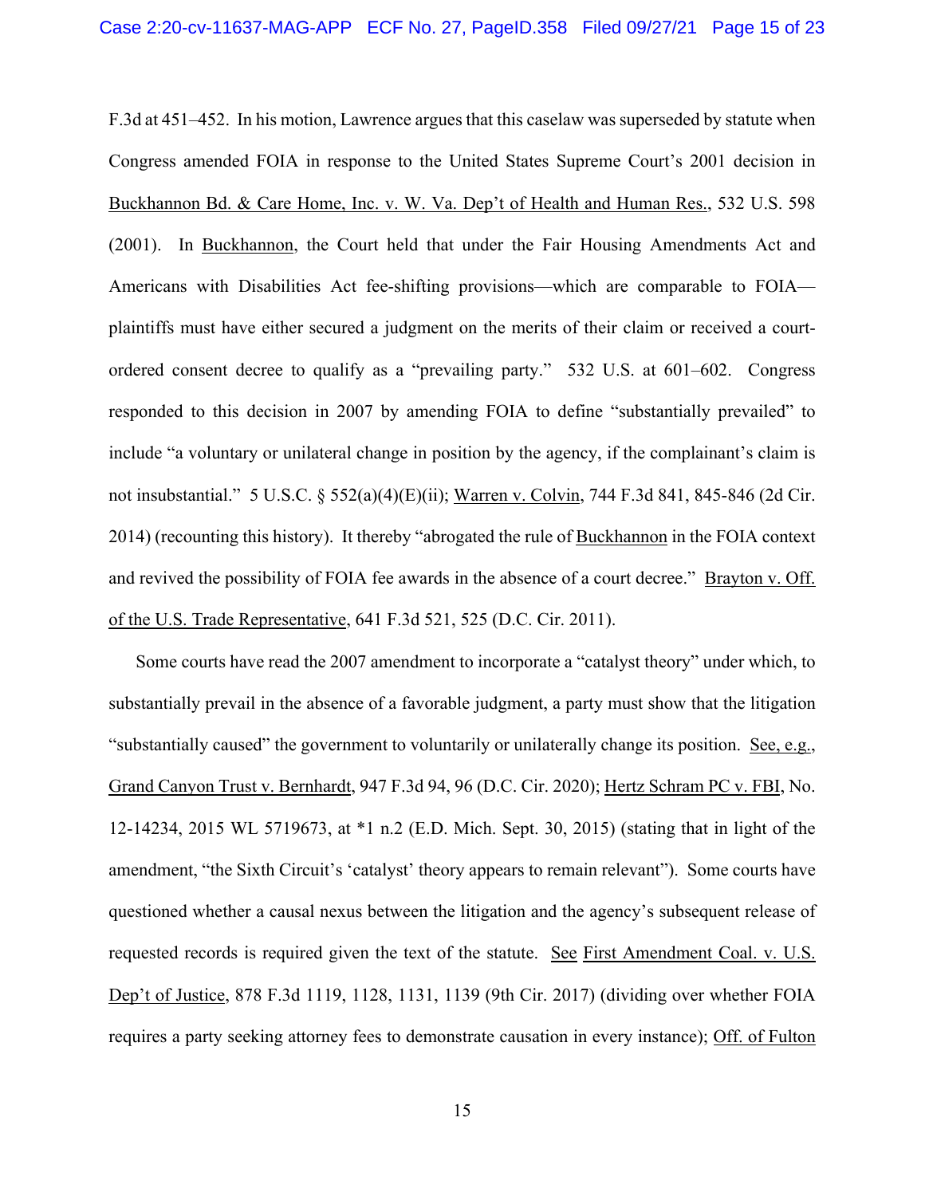F.3d at 451–452. In his motion, Lawrence argues that this caselaw was superseded by statute when Congress amended FOIA in response to the United States Supreme Court's 2001 decision in Buckhannon Bd. & Care Home, Inc. v. W. Va. Dep't of Health and Human Res., 532 U.S. 598 (2001). In Buckhannon, the Court held that under the Fair Housing Amendments Act and Americans with Disabilities Act fee-shifting provisions—which are comparable to FOIA—plaintiffs must have either secured a judgment on the merits of their claim or received a court-ordered consent decree to qualify as a "prevailing party." 532 U.S. at 601–602. Congress responded to this decision in 2007 by amending FOIA to define "substantially prevailed" to include "a voluntary or unilateral change in position by the agency, if the complainant's claim is not insubstantial." 5 U.S.C. § 552(a)(4)(E)(ii); Warren v. Colvin, 744 F.3d 841, 845-846 (2d Cir. 2014) (recounting this history). It thereby "abrogated the rule of Buckhannon in the FOIA context and revived the possibility of FOIA fee awards in the absence of a court decree." Brayton v. Off. of the U.S. Trade Representative, 641 F.3d 521, 525 (D.C. Cir. 2011).

Some courts have read the 2007 amendment to incorporate a "catalyst theory" under which, to substantially prevail in the absence of a favorable judgment, a party must show that the litigation "substantially caused" the government to voluntarily or unilaterally change its position. See, e.g., Grand Canyon Trust v. Bernhardt, 947 F.3d 94, 96 (D.C. Cir. 2020); Hertz Schram PC v. FBI, No. 12-14234, 2015 WL 5719673, at *1 n.2 (E.D. Mich. Sept. 30, 2015) (stating that in light of the amendment, "the Sixth Circuit's 'catalyst' theory appears to remain relevant"). Some courts have questioned whether a causal nexus between the litigation and the agency's subsequent release of requested records is required given the text of the statute. See First Amendment Coal. v. U.S. Dep't of Justice, 878 F.3d 1119, 1128, 1131, 1139 (9th Cir. 2017) (dividing over whether FOIA requires a party seeking attorney fees to demonstrate causation in every instance); Off. of Fulton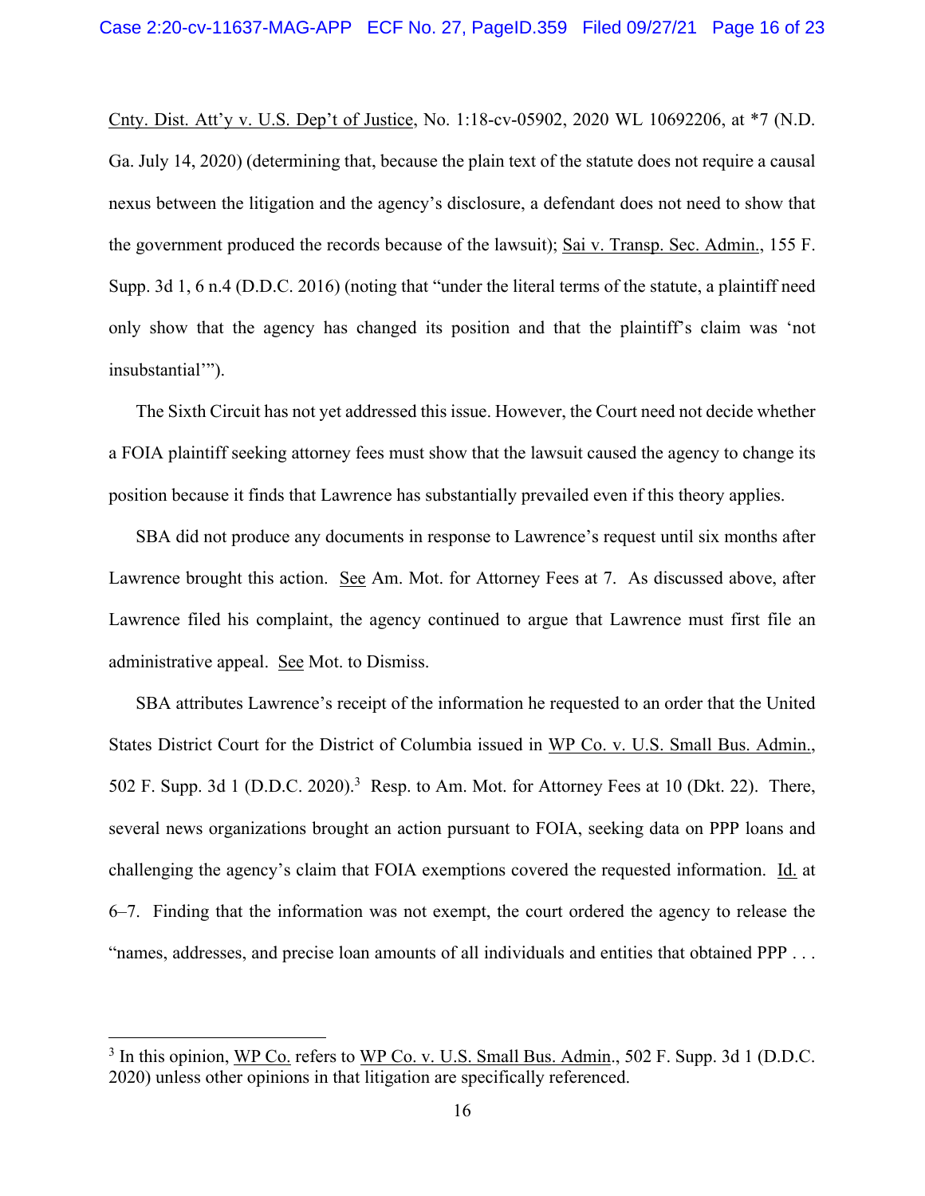Cnty. Dist. Att'y v. U.S. Dep't of Justice, No. 1:18-cv-05902, 2020 WL 10692206, at *7 (N.D. Ga. July 14, 2020) (determining that, because the plain text of the statute does not require a causal nexus between the litigation and the agency's disclosure, a defendant does not need to show that the government produced the records because of the lawsuit); Sai v. Transp. Sec. Admin., 155 F. Supp. 3d 1, 6 n.4 (D.D.C. 2016) (noting that "under the literal terms of the statute, a plaintiff need only show that the agency has changed its position and that the plaintiff's claim was 'not insubstantial'").

The Sixth Circuit has not yet addressed this issue. However, the Court need not decide whether a FOIA plaintiff seeking attorney fees must show that the lawsuit caused the agency to change its position because it finds that Lawrence has substantially prevailed even if this theory applies.

SBA did not produce any documents in response to Lawrence's request until six months after Lawrence brought this action. See Am. Mot. for Attorney Fees at 7. As discussed above, after Lawrence filed his complaint, the agency continued to argue that Lawrence must first file an administrative appeal. See Mot. to Dismiss.

SBA attributes Lawrence's receipt of the information he requested to an order that the United States District Court for the District of Columbia issued in WP Co. v. U.S. Small Bus. Admin., 502 F. Supp. 3d 1 (D.D.C. 2020).[3] Resp. to Am. Mot. for Attorney Fees at 10 (Dkt. 22). There, several news organizations brought an action pursuant to FOIA, seeking data on PPP loans and challenging the agency's claim that FOIA exemptions covered the requested information. Id. at 6–7. Finding that the information was not exempt, the court ordered the agency to release the "names, addresses, and precise loan amounts of all individuals and entities that obtained PPP . . .

---

[3] In this opinion, WP Co. refers to WP Co. v. U.S. Small Bus. Admin., 502 F. Supp. 3d 1 (D.D.C. 2020) unless other opinions in that litigation are specifically referenced.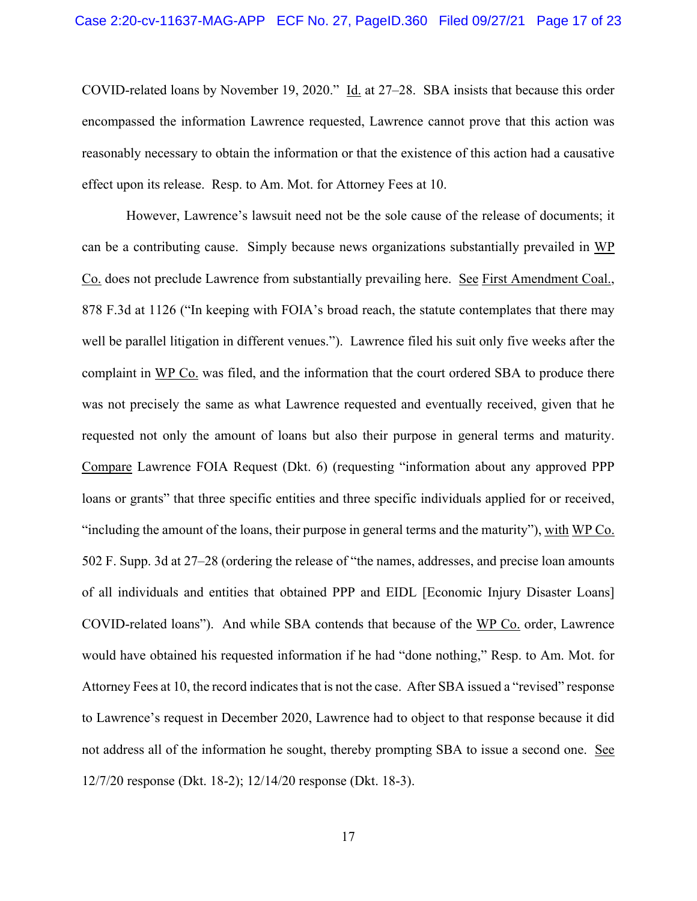COVID-related loans by November 19, 2020." Id. at 27–28. SBA insists that because this order encompassed the information Lawrence requested, Lawrence cannot prove that this action was reasonably necessary to obtain the information or that the existence of this action had a causative effect upon its release. Resp. to Am. Mot. for Attorney Fees at 10.

However, Lawrence's lawsuit need not be the sole cause of the release of documents; it can be a contributing cause. Simply because news organizations substantially prevailed in WP Co. does not preclude Lawrence from substantially prevailing here. See First Amendment Coal., 878 F.3d at 1126 ("In keeping with FOIA's broad reach, the statute contemplates that there may well be parallel litigation in different venues."). Lawrence filed his suit only five weeks after the complaint in WP Co. was filed, and the information that the court ordered SBA to produce there was not precisely the same as what Lawrence requested and eventually received, given that he requested not only the amount of loans but also their purpose in general terms and maturity. Compare Lawrence FOIA Request (Dkt. 6) (requesting "information about any approved PPP loans or grants" that three specific entities and three specific individuals applied for or received, "including the amount of the loans, their purpose in general terms and the maturity"), with WP Co. 502 F. Supp. 3d at 27–28 (ordering the release of "the names, addresses, and precise loan amounts of all individuals and entities that obtained PPP and EIDL [Economic Injury Disaster Loans] COVID-related loans"). And while SBA contends that because of the WP Co. order, Lawrence would have obtained his requested information if he had "done nothing," Resp. to Am. Mot. for Attorney Fees at 10, the record indicates that is not the case. After SBA issued a "revised" response to Lawrence's request in December 2020, Lawrence had to object to that response because it did not address all of the information he sought, thereby prompting SBA to issue a second one. See 12/7/20 response (Dkt. 18-2); 12/14/20 response (Dkt. 18-3).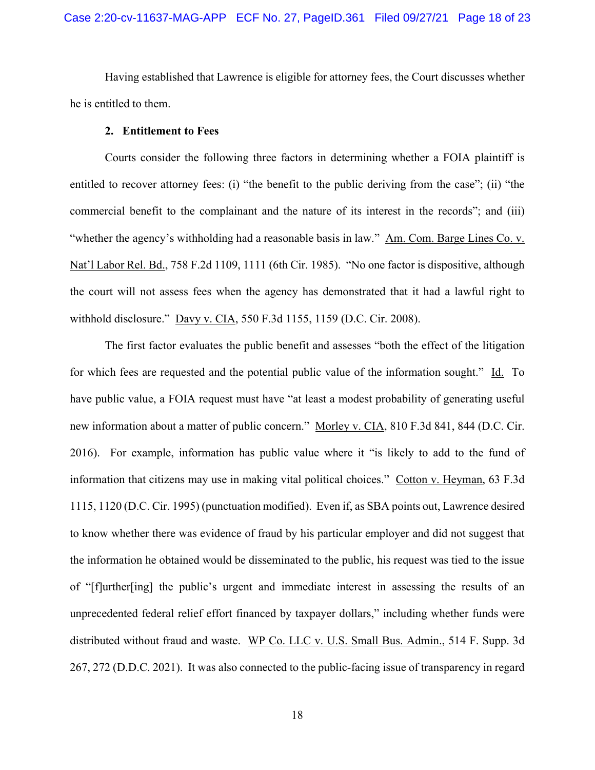Having established that Lawrence is eligible for attorney fees, the Court discusses whether he is entitled to them.

### 2. Entitlement to Fees

Courts consider the following three factors in determining whether a FOIA plaintiff is entitled to recover attorney fees: (i) "the benefit to the public deriving from the case"; (ii) "the commercial benefit to the complainant and the nature of its interest in the records"; and (iii) "whether the agency's withholding had a reasonable basis in law." Am. Com. Barge Lines Co. v. Nat'l Labor Rel. Bd., 758 F.2d 1109, 1111 (6th Cir. 1985). "No one factor is dispositive, although the court will not assess fees when the agency has demonstrated that it had a lawful right to withhold disclosure." Davy v. CIA, 550 F.3d 1155, 1159 (D.C. Cir. 2008).

The first factor evaluates the public benefit and assesses "both the effect of the litigation for which fees are requested and the potential public value of the information sought." Id. To have public value, a FOIA request must have "at least a modest probability of generating useful new information about a matter of public concern." Morley v. CIA, 810 F.3d 841, 844 (D.C. Cir. 2016). For example, information has public value where it "is likely to add to the fund of information that citizens may use in making vital political choices." Cotton v. Heyman, 63 F.3d 1115, 1120 (D.C. Cir. 1995) (punctuation modified). Even if, as SBA points out, Lawrence desired to know whether there was evidence of fraud by his particular employer and did not suggest that the information he obtained would be disseminated to the public, his request was tied to the issue of "[f]urther[ing] the public's urgent and immediate interest in assessing the results of an unprecedented federal relief effort financed by taxpayer dollars," including whether funds were distributed without fraud and waste. WP Co. LLC v. U.S. Small Bus. Admin., 514 F. Supp. 3d 267, 272 (D.D.C. 2021). It was also connected to the public-facing issue of transparency in regard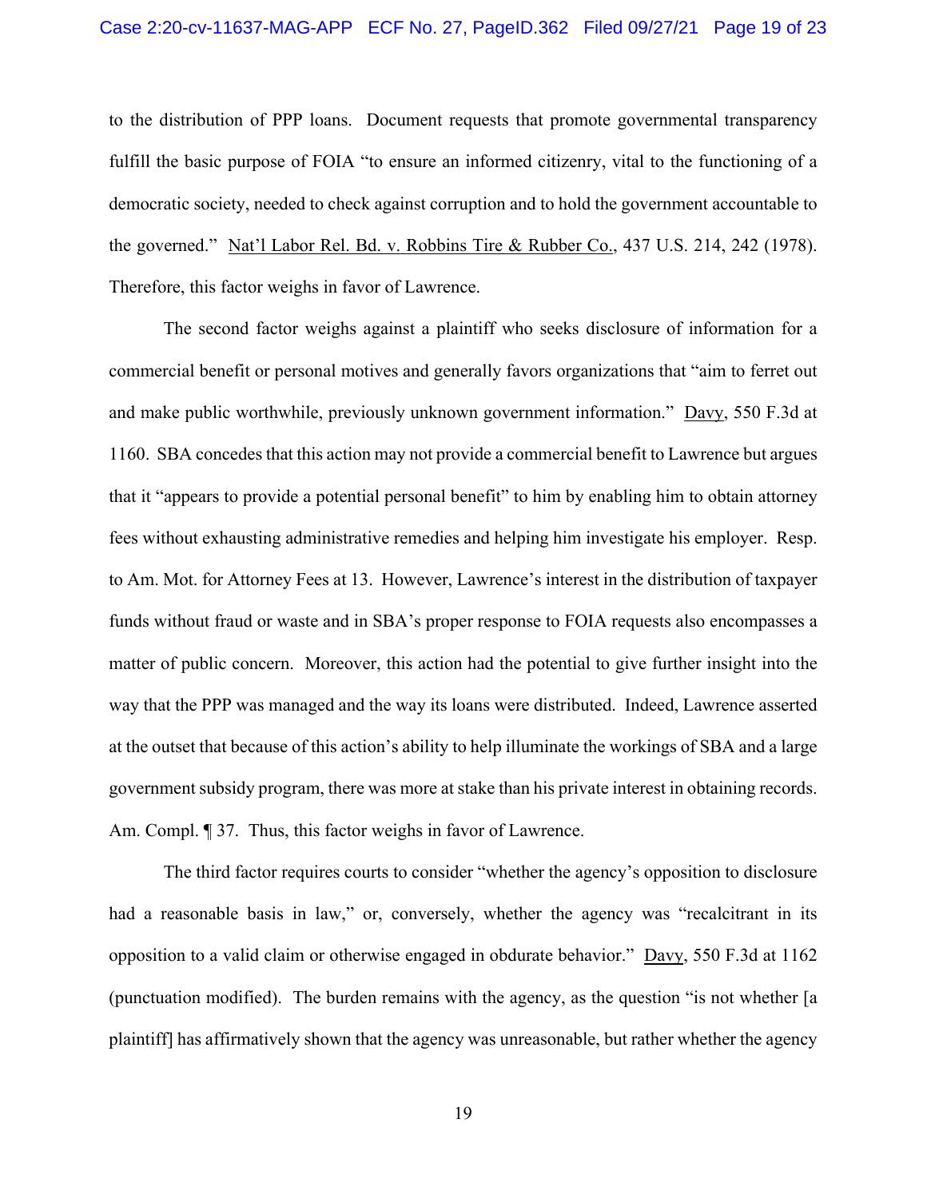to the distribution of PPP loans. Document requests that promote governmental transparency fulfill the basic purpose of FOIA "to ensure an informed citizenry, vital to the functioning of a democratic society, needed to check against corruption and to hold the government accountable to the governed." Nat'l Labor Rel. Bd. v. Robbins Tire & Rubber Co., 437 U.S. 214, 242 (1978). Therefore, this factor weighs in favor of Lawrence.

The second factor weighs against a plaintiff who seeks disclosure of information for a commercial benefit or personal motives and generally favors organizations that "aim to ferret out and make public worthwhile, previously unknown government information." Davy, 550 F.3d at 1160. SBA concedes that this action may not provide a commercial benefit to Lawrence but argues that it "appears to provide a potential personal benefit" to him by enabling him to obtain attorney fees without exhausting administrative remedies and helping him investigate his employer. Resp. to Am. Mot. for Attorney Fees at 13. However, Lawrence's interest in the distribution of taxpayer funds without fraud or waste and in SBA's proper response to FOIA requests also encompasses a matter of public concern. Moreover, this action had the potential to give further insight into the way that the PPP was managed and the way its loans were distributed. Indeed, Lawrence asserted at the outset that because of this action's ability to help illuminate the workings of SBA and a large government subsidy program, there was more at stake than his private interest in obtaining records. Am. Compl. ¶ 37. Thus, this factor weighs in favor of Lawrence.

The third factor requires courts to consider "whether the agency's opposition to disclosure had a reasonable basis in law," or, conversely, whether the agency was "recalcitrant in its opposition to a valid claim or otherwise engaged in obdurate behavior." Davy, 550 F.3d at 1162 (punctuation modified). The burden remains with the agency, as the question "is not whether [a plaintiff] has affirmatively shown that the agency was unreasonable, but rather whether the agency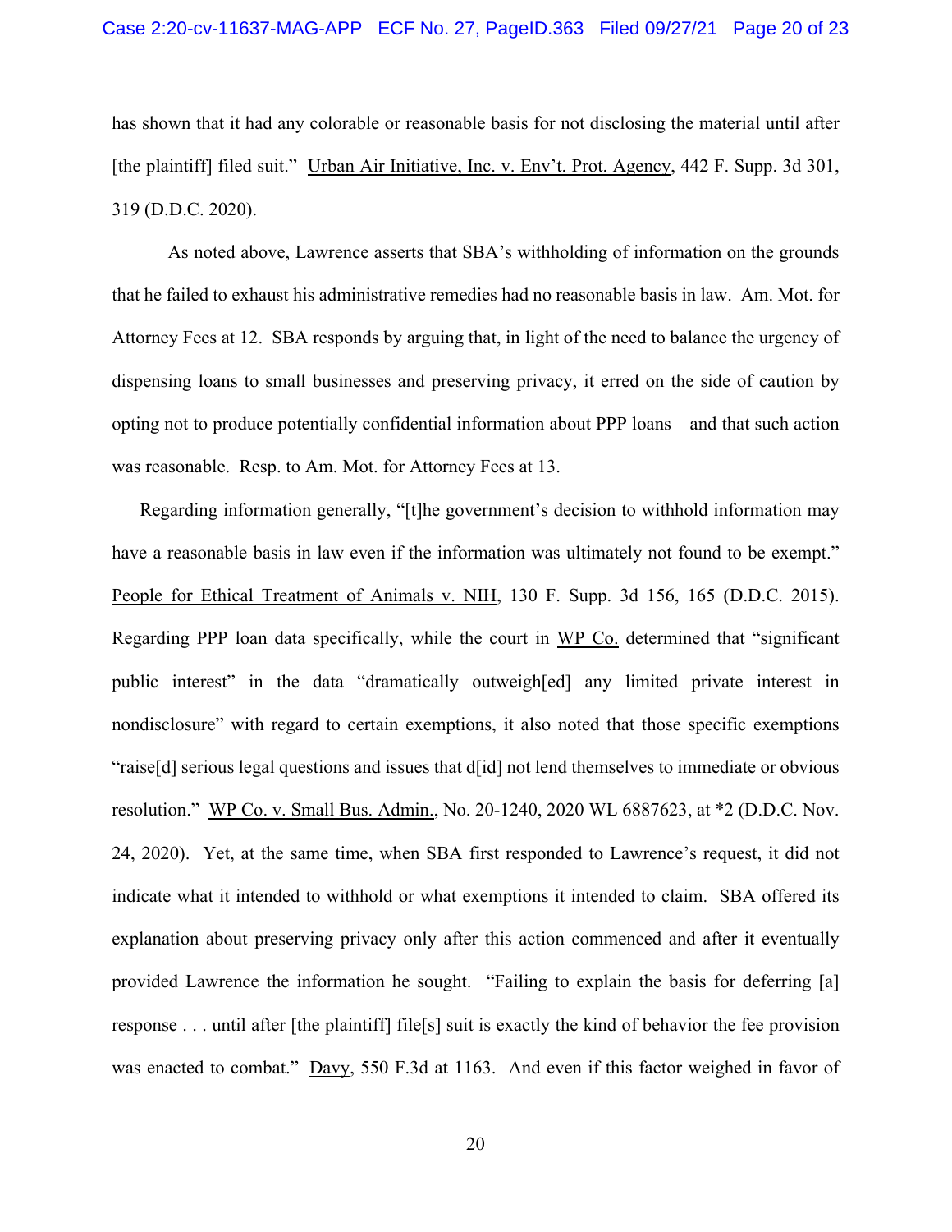has shown that it had any colorable or reasonable basis for not disclosing the material until after [the plaintiff] filed suit." Urban Air Initiative, Inc. v. Env't. Prot. Agency, 442 F. Supp. 3d 301, 319 (D.D.C. 2020).

As noted above, Lawrence asserts that SBA's withholding of information on the grounds that he failed to exhaust his administrative remedies had no reasonable basis in law. Am. Mot. for Attorney Fees at 12. SBA responds by arguing that, in light of the need to balance the urgency of dispensing loans to small businesses and preserving privacy, it erred on the side of caution by opting not to produce potentially confidential information about PPP loans—and that such action was reasonable. Resp. to Am. Mot. for Attorney Fees at 13.

Regarding information generally, "[t]he government's decision to withhold information may have a reasonable basis in law even if the information was ultimately not found to be exempt." People for Ethical Treatment of Animals v. NIH, 130 F. Supp. 3d 156, 165 (D.D.C. 2015). Regarding PPP loan data specifically, while the court in WP Co. determined that "significant public interest" in the data "dramatically outweigh[ed] any limited private interest in nondisclosure" with regard to certain exemptions, it also noted that those specific exemptions "raise[d] serious legal questions and issues that d[id] not lend themselves to immediate or obvious resolution." WP Co. v. Small Bus. Admin., No. 20-1240, 2020 WL 6887623, at *2 (D.D.C. Nov. 24, 2020). Yet, at the same time, when SBA first responded to Lawrence's request, it did not indicate what it intended to withhold or what exemptions it intended to claim. SBA offered its explanation about preserving privacy only after this action commenced and after it eventually provided Lawrence the information he sought. "Failing to explain the basis for deferring [a] response . . . until after [the plaintiff] file[s] suit is exactly the kind of behavior the fee provision was enacted to combat." Davy, 550 F.3d at 1163. And even if this factor weighed in favor of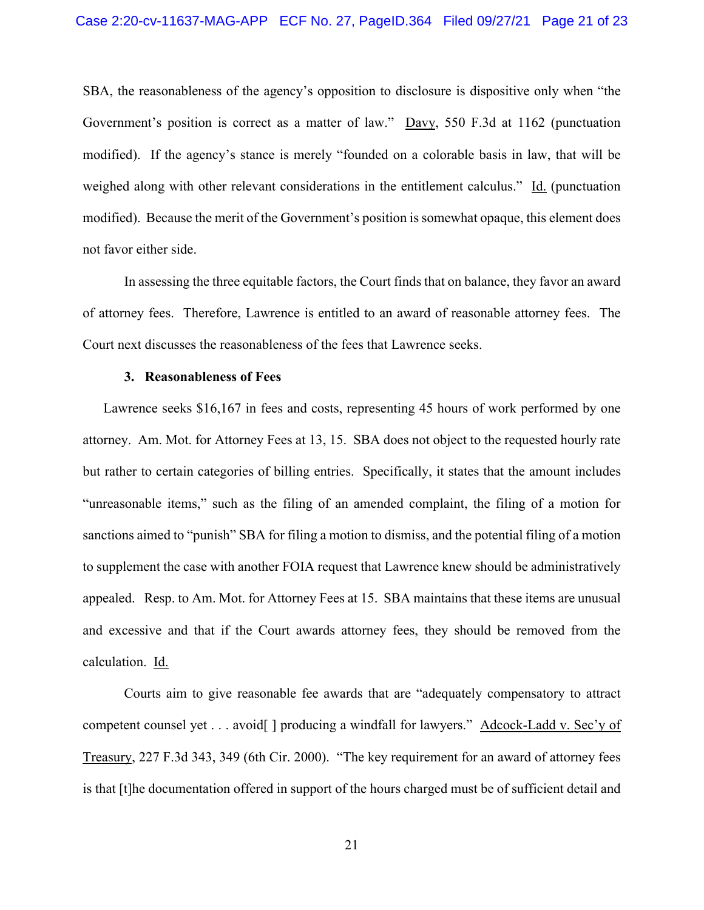SBA, the reasonableness of the agency's opposition to disclosure is dispositive only when "the Government's position is correct as a matter of law." Davy, 550 F.3d at 1162 (punctuation modified). If the agency's stance is merely "founded on a colorable basis in law, that will be weighed along with other relevant considerations in the entitlement calculus." Id. (punctuation modified). Because the merit of the Government's position is somewhat opaque, this element does not favor either side.

In assessing the three equitable factors, the Court finds that on balance, they favor an award of attorney fees. Therefore, Lawrence is entitled to an award of reasonable attorney fees. The Court next discusses the reasonableness of the fees that Lawrence seeks.

### 3. Reasonableness of Fees

Lawrence seeks $16,167 in fees and costs, representing 45 hours of work performed by one attorney. Am. Mot. for Attorney Fees at 13, 15. SBA does not object to the requested hourly rate but rather to certain categories of billing entries. Specifically, it states that the amount includes "unreasonable items," such as the filing of an amended complaint, the filing of a motion for sanctions aimed to "punish" SBA for filing a motion to dismiss, and the potential filing of a motion to supplement the case with another FOIA request that Lawrence knew should be administratively appealed. Resp. to Am. Mot. for Attorney Fees at 15. SBA maintains that these items are unusual and excessive and that if the Court awards attorney fees, they should be removed from the calculation. Id.

Courts aim to give reasonable fee awards that are "adequately compensatory to attract competent counsel yet . . . avoid[ ] producing a windfall for lawyers." Adcock-Ladd v. Sec'y of Treasury, 227 F.3d 343, 349 (6th Cir. 2000). "The key requirement for an award of attorney fees is that [t]he documentation offered in support of the hours charged must be of sufficient detail and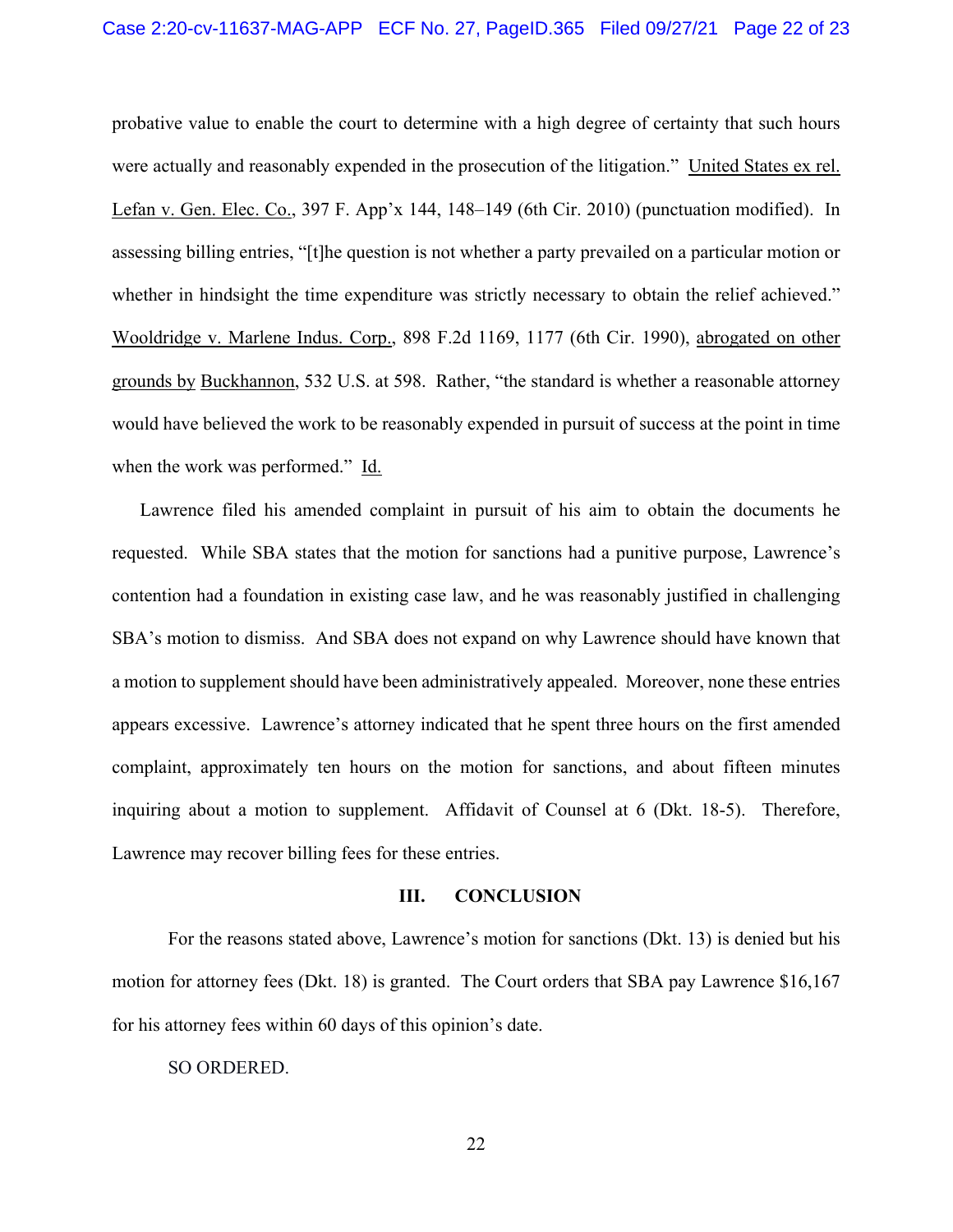probative value to enable the court to determine with a high degree of certainty that such hours were actually and reasonably expended in the prosecution of the litigation." United States ex rel. Lefan v. Gen. Elec. Co., 397 F. App'x 144, 148–149 (6th Cir. 2010) (punctuation modified). In assessing billing entries, "[t]he question is not whether a party prevailed on a particular motion or whether in hindsight the time expenditure was strictly necessary to obtain the relief achieved." Wooldridge v. Marlene Indus. Corp., 898 F.2d 1169, 1177 (6th Cir. 1990), abrogated on other grounds by Buckhannon, 532 U.S. at 598. Rather, "the standard is whether a reasonable attorney would have believed the work to be reasonably expended in pursuit of success at the point in time when the work was performed." Id.

Lawrence filed his amended complaint in pursuit of his aim to obtain the documents he requested. While SBA states that the motion for sanctions had a punitive purpose, Lawrence's contention had a foundation in existing case law, and he was reasonably justified in challenging SBA's motion to dismiss. And SBA does not expand on why Lawrence should have known that a motion to supplement should have been administratively appealed. Moreover, none these entries appears excessive. Lawrence's attorney indicated that he spent three hours on the first amended complaint, approximately ten hours on the motion for sanctions, and about fifteen minutes inquiring about a motion to supplement. Affidavit of Counsel at 6 (Dkt. 18-5). Therefore, Lawrence may recover billing fees for these entries.

## III. CONCLUSION

For the reasons stated above, Lawrence's motion for sanctions (Dkt. 13) is denied but his motion for attorney fees (Dkt. 18) is granted. The Court orders that SBA pay Lawrence $16,167 for his attorney fees within 60 days of this opinion's date.

SO ORDERED.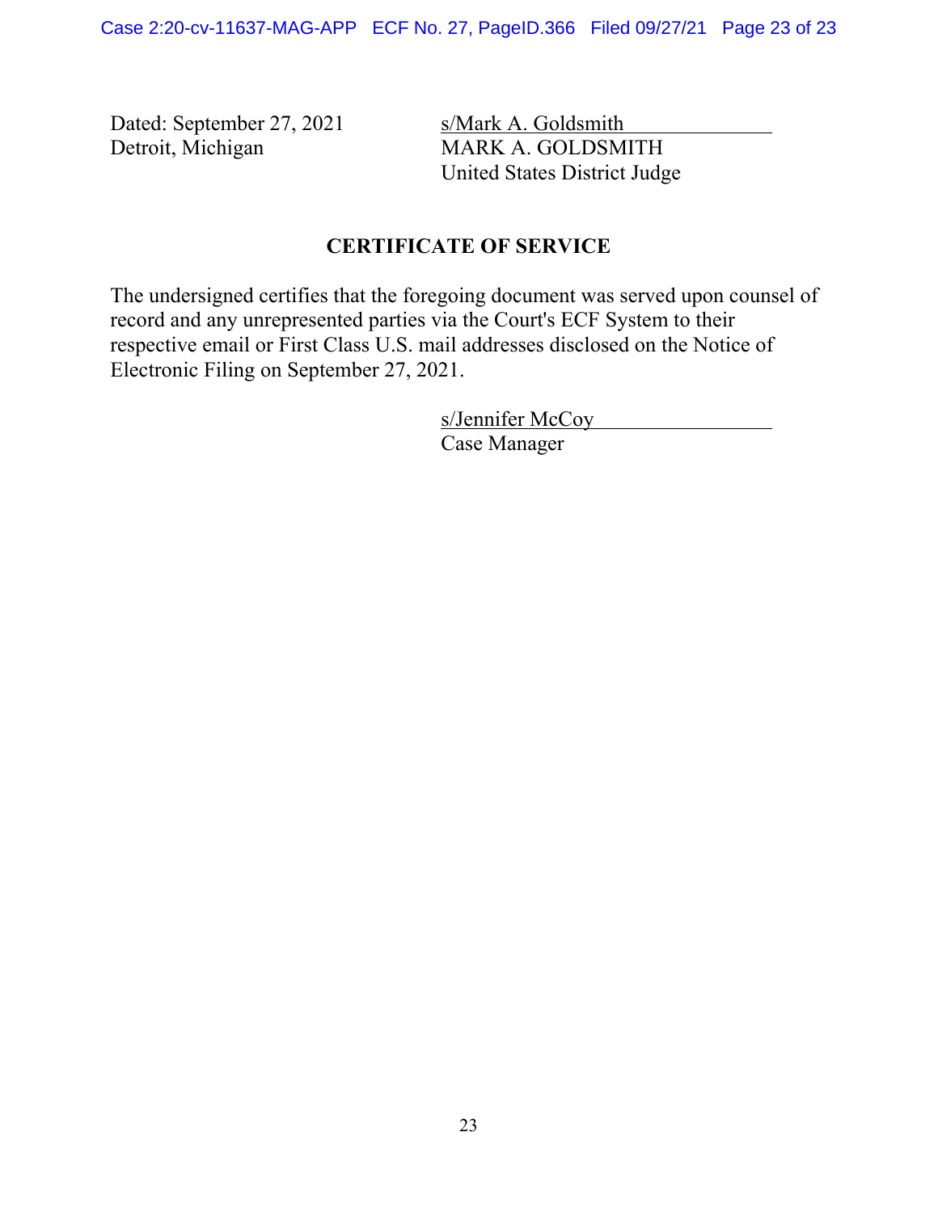Dated: September 27, 2021
Detroit, Michigan

s/Mark A. Goldsmith
MARK A. GOLDSMITH
United States District Judge

**CERTIFICATE OF SERVICE**

The undersigned certifies that the foregoing document was served upon counsel of record and any unrepresented parties via the Court's ECF System to their respective email or First Class U.S. mail addresses disclosed on the Notice of Electronic Filing on September 27, 2021.

s/Jennifer McCoy
Case Manager